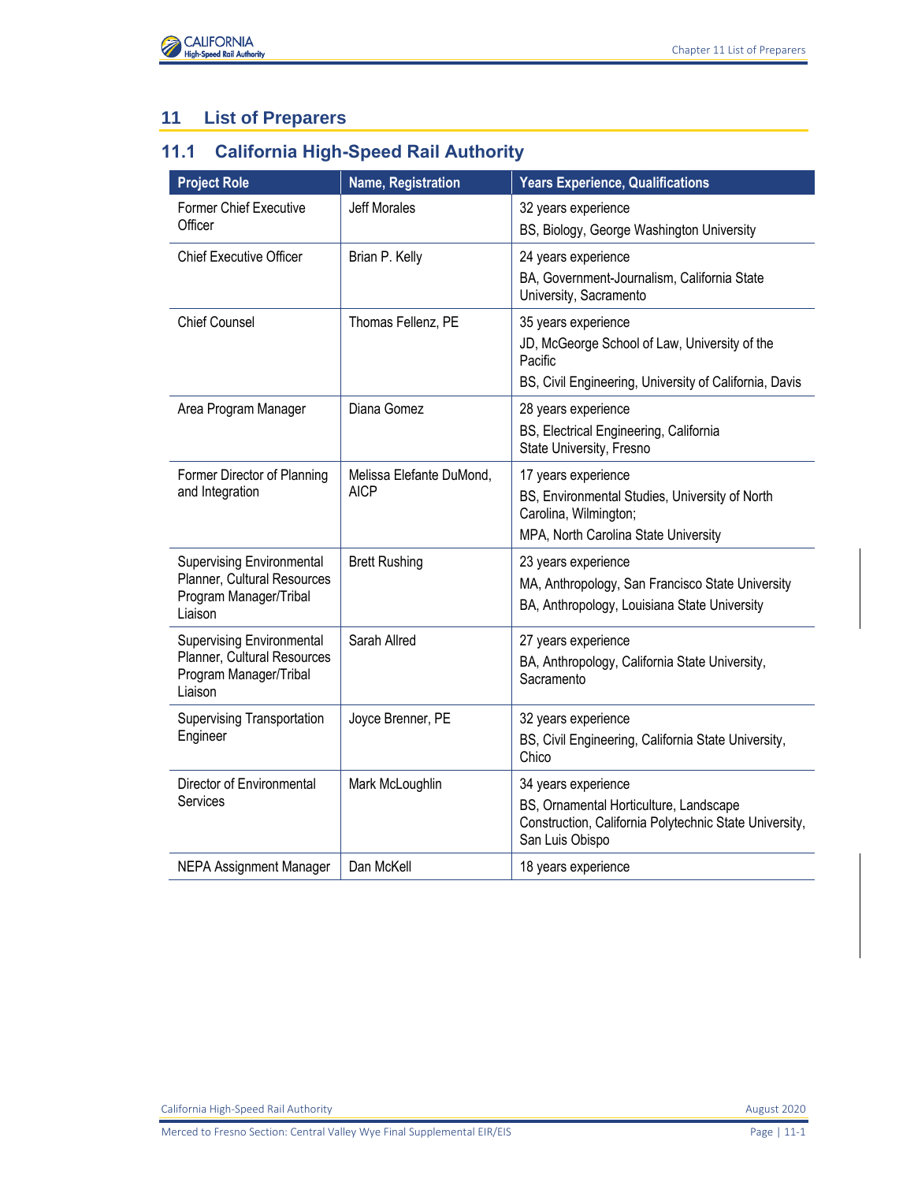# 11 List of Preparers

## 11.1 California High-Speed Rail Authority

| Project Role | Name, Registration | Years Experience, Qualifications |
|---|---|---|
| Former Chief Executive Officer | Jeff Morales | 32 years experience<br>BS, Biology, George Washington University |
| Chief Executive Officer | Brian P. Kelly | 24 years experience<br>BA, Government-Journalism, California State University, Sacramento |
| Chief Counsel | Thomas Fellenz, PE | 35 years experience<br>JD, McGeorge School of Law, University of the Pacific<br>BS, Civil Engineering, University of California, Davis |
| Area Program Manager | Diana Gomez | 28 years experience<br>BS, Electrical Engineering, California State University, Fresno |
| Former Director of Planning and Integration | Melissa Elefante DuMond, AICP | 17 years experience<br>BS, Environmental Studies, University of North Carolina, Wilmington;<br>MPA, North Carolina State University |
| Supervising Environmental Planner, Cultural Resources Program Manager/Tribal Liaison | Brett Rushing | 23 years experience<br>MA, Anthropology, San Francisco State University<br>BA, Anthropology, Louisiana State University |
| Supervising Environmental Planner, Cultural Resources Program Manager/Tribal Liaison | Sarah Allred | 27 years experience<br>BA, Anthropology, California State University, Sacramento |
| Supervising Transportation Engineer | Joyce Brenner, PE | 32 years experience<br>BS, Civil Engineering, California State University, Chico |
| Director of Environmental Services | Mark McLoughlin | 34 years experience<br>BS, Ornamental Horticulture, Landscape Construction, California Polytechnic State University, San Luis Obispo |
| NEPA Assignment Manager | Dan McKell | 18 years experience |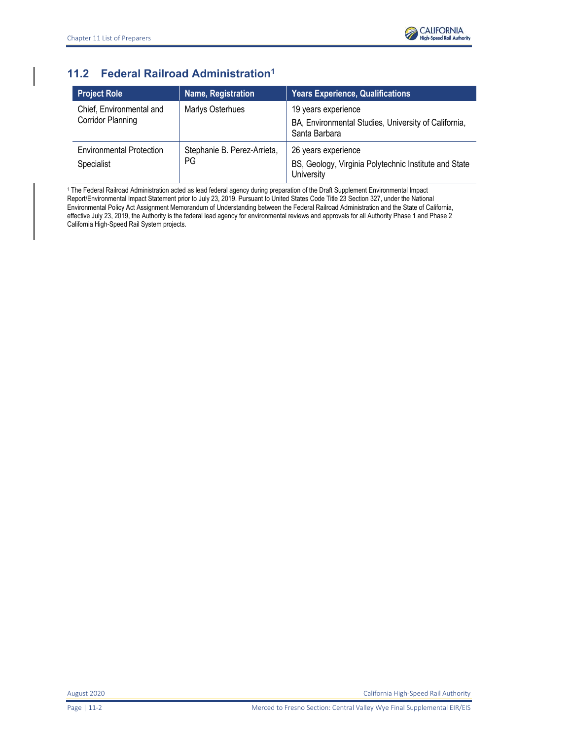## 11.2 Federal Railroad Administration[1]

| Project Role | Name, Registration | Years Experience, Qualifications |
|---|---|---|
| Chief, Environmental and Corridor Planning | Marlys Osterhues | 19 years experience<br>BA, Environmental Studies, University of California, Santa Barbara |
| Environmental Protection Specialist | Stephanie B. Perez-Arrieta, PG | 26 years experience<br>BS, Geology, Virginia Polytechnic Institute and State University |

[1] The Federal Railroad Administration acted as lead federal agency during preparation of the Draft Supplement Environmental Impact Report/Environmental Impact Statement prior to July 23, 2019. Pursuant to United States Code Title 23 Section 327, under the National Environmental Policy Act Assignment Memorandum of Understanding between the Federal Railroad Administration and the State of California, effective July 23, 2019, the Authority is the federal lead agency for environmental reviews and approvals for all Authority Phase 1 and Phase 2 California High-Speed Rail System projects.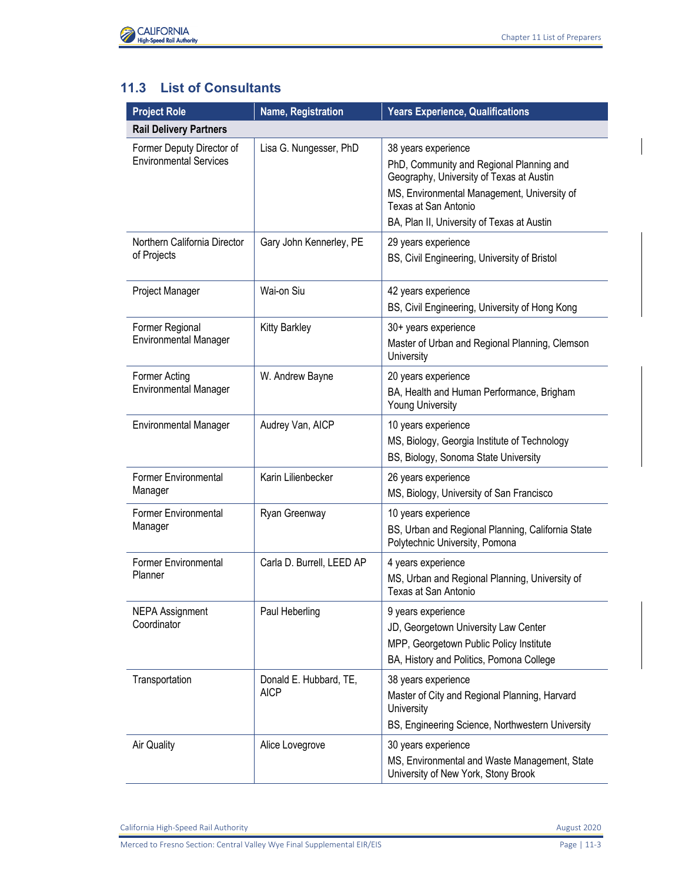## 11.3 List of Consultants

| Project Role | Name, Registration | Years Experience, Qualifications |
|---|---|---|
| **Rail Delivery Partners** | | |
| Former Deputy Director of Environmental Services | Lisa G. Nungesser, PhD | 38 years experience<br>PhD, Community and Regional Planning and Geography, University of Texas at Austin<br>MS, Environmental Management, University of Texas at San Antonio<br>BA, Plan II, University of Texas at Austin |
| Northern California Director of Projects | Gary John Kennerley, PE | 29 years experience<br>BS, Civil Engineering, University of Bristol |
| Project Manager | Wai-on Siu | 42 years experience<br>BS, Civil Engineering, University of Hong Kong |
| Former Regional Environmental Manager | Kitty Barkley | 30+ years experience<br>Master of Urban and Regional Planning, Clemson University |
| Former Acting Environmental Manager | W. Andrew Bayne | 20 years experience<br>BA, Health and Human Performance, Brigham Young University |
| Environmental Manager | Audrey Van, AICP | 10 years experience<br>MS, Biology, Georgia Institute of Technology<br>BS, Biology, Sonoma State University |
| Former Environmental Manager | Karin Lilienbecker | 26 years experience<br>MS, Biology, University of San Francisco |
| Former Environmental Manager | Ryan Greenway | 10 years experience<br>BS, Urban and Regional Planning, California State Polytechnic University, Pomona |
| Former Environmental Planner | Carla D. Burrell, LEED AP | 4 years experience<br>MS, Urban and Regional Planning, University of Texas at San Antonio |
| NEPA Assignment Coordinator | Paul Heberling | 9 years experience<br>JD, Georgetown University Law Center<br>MPP, Georgetown Public Policy Institute<br>BA, History and Politics, Pomona College |
| Transportation | Donald E. Hubbard, TE, AICP | 38 years experience<br>Master of City and Regional Planning, Harvard University<br>BS, Engineering Science, Northwestern University |
| Air Quality | Alice Lovegrove | 30 years experience<br>MS, Environmental and Waste Management, State University of New York, Stony Brook |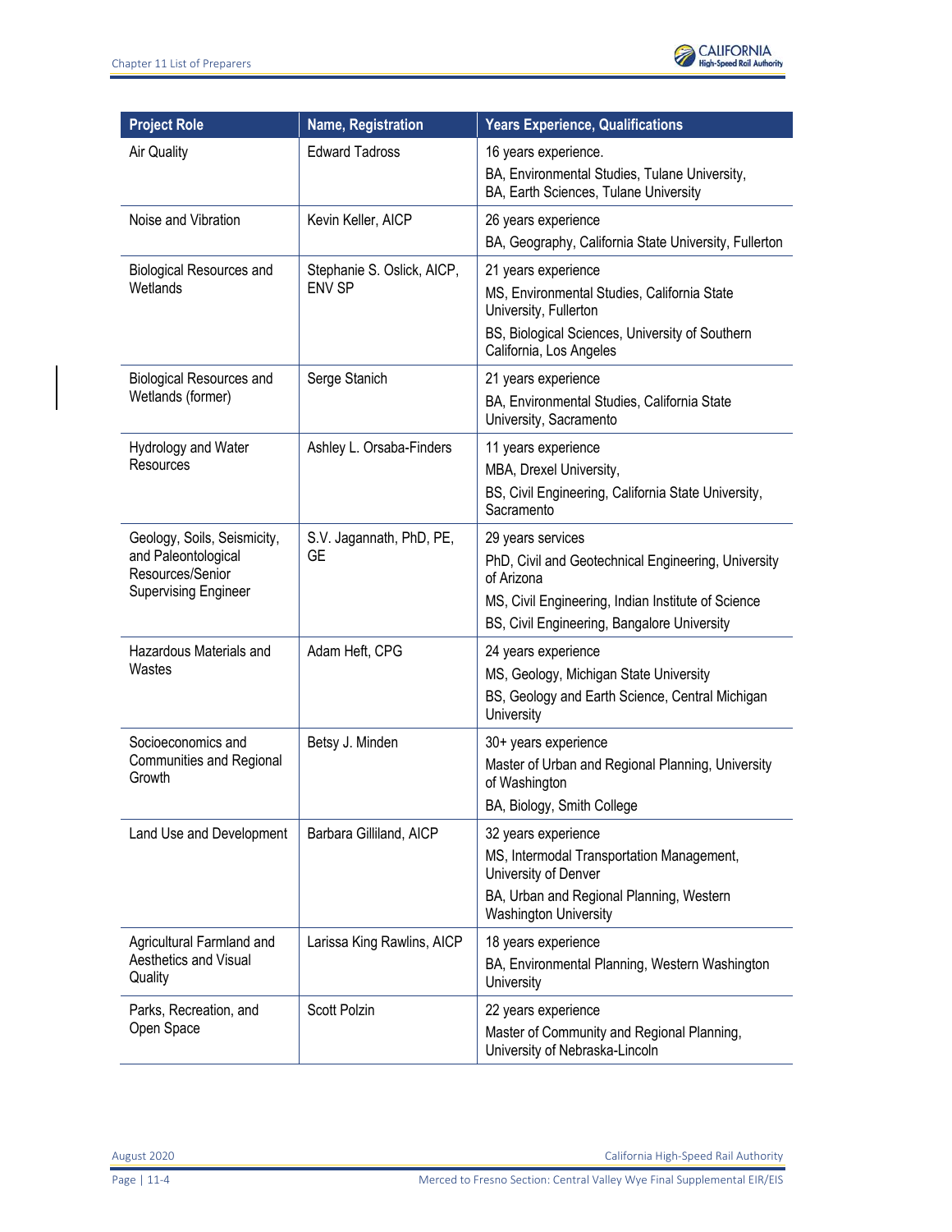| Project Role | Name, Registration | Years Experience, Qualifications |
|---|---|---|
| Air Quality | Edward Tadross | 16 years experience.<br>BA, Environmental Studies, Tulane University,<br>BA, Earth Sciences, Tulane University |
| Noise and Vibration | Kevin Keller, AICP | 26 years experience<br>BA, Geography, California State University, Fullerton |
| Biological Resources and Wetlands | Stephanie S. Oslick, AICP, ENV SP | 21 years experience<br>MS, Environmental Studies, California State University, Fullerton<br>BS, Biological Sciences, University of Southern California, Los Angeles |
| Biological Resources and Wetlands (former) | Serge Stanich | 21 years experience<br>BA, Environmental Studies, California State University, Sacramento |
| Hydrology and Water Resources | Ashley L. Orsaba-Finders | 11 years experience<br>MBA, Drexel University,<br>BS, Civil Engineering, California State University, Sacramento |
| Geology, Soils, Seismicity, and Paleontological Resources/Senior Supervising Engineer | S.V. Jagannath, PhD, PE, GE | 29 years services<br>PhD, Civil and Geotechnical Engineering, University of Arizona<br>MS, Civil Engineering, Indian Institute of Science<br>BS, Civil Engineering, Bangalore University |
| Hazardous Materials and Wastes | Adam Heft, CPG | 24 years experience<br>MS, Geology, Michigan State University<br>BS, Geology and Earth Science, Central Michigan University |
| Socioeconomics and Communities and Regional Growth | Betsy J. Minden | 30+ years experience<br>Master of Urban and Regional Planning, University of Washington<br>BA, Biology, Smith College |
| Land Use and Development | Barbara Gilliland, AICP | 32 years experience<br>MS, Intermodal Transportation Management, University of Denver<br>BA, Urban and Regional Planning, Western Washington University |
| Agricultural Farmland and Aesthetics and Visual Quality | Larissa King Rawlins, AICP | 18 years experience<br>BA, Environmental Planning, Western Washington University |
| Parks, Recreation, and Open Space | Scott Polzin | 22 years experience<br>Master of Community and Regional Planning, University of Nebraska-Lincoln |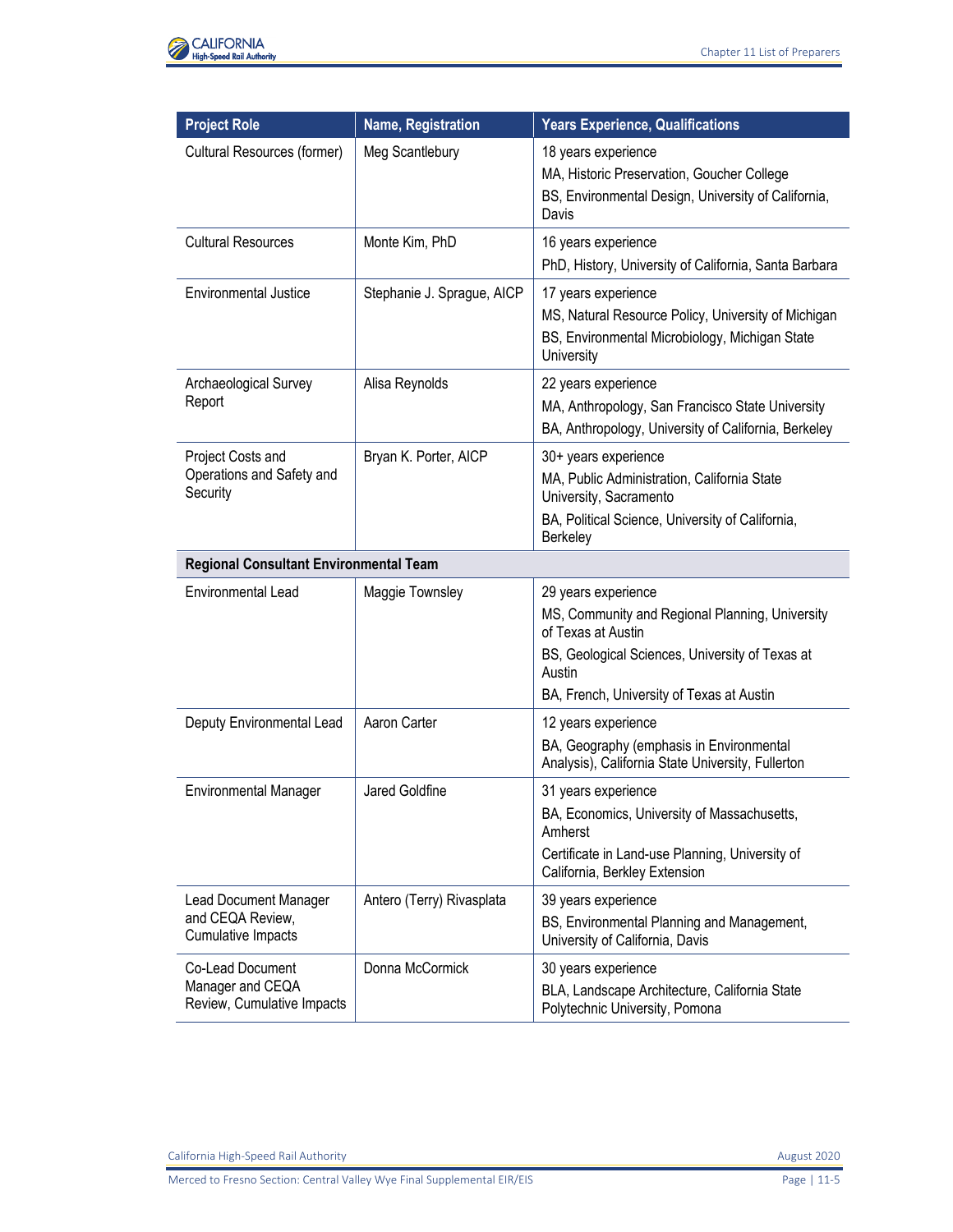| Project Role | Name, Registration | Years Experience, Qualifications |
|---|---|---|
| Cultural Resources (former) | Meg Scantlebury | 18 years experience<br>MA, Historic Preservation, Goucher College<br>BS, Environmental Design, University of California, Davis |
| Cultural Resources | Monte Kim, PhD | 16 years experience<br>PhD, History, University of California, Santa Barbara |
| Environmental Justice | Stephanie J. Sprague, AICP | 17 years experience<br>MS, Natural Resource Policy, University of Michigan<br>BS, Environmental Microbiology, Michigan State University |
| Archaeological Survey Report | Alisa Reynolds | 22 years experience<br>MA, Anthropology, San Francisco State University<br>BA, Anthropology, University of California, Berkeley |
| Project Costs and Operations and Safety and Security | Bryan K. Porter, AICP | 30+ years experience<br>MA, Public Administration, California State University, Sacramento<br>BA, Political Science, University of California, Berkeley |
| **Regional Consultant Environmental Team** | | |
| Environmental Lead | Maggie Townsley | 29 years experience<br>MS, Community and Regional Planning, University of Texas at Austin<br>BS, Geological Sciences, University of Texas at Austin<br>BA, French, University of Texas at Austin |
| Deputy Environmental Lead | Aaron Carter | 12 years experience<br>BA, Geography (emphasis in Environmental Analysis), California State University, Fullerton |
| Environmental Manager | Jared Goldfine | 31 years experience<br>BA, Economics, University of Massachusetts, Amherst<br>Certificate in Land-use Planning, University of California, Berkley Extension |
| Lead Document Manager and CEQA Review, Cumulative Impacts | Antero (Terry) Rivasplata | 39 years experience<br>BS, Environmental Planning and Management, University of California, Davis |
| Co-Lead Document Manager and CEQA Review, Cumulative Impacts | Donna McCormick | 30 years experience<br>BLA, Landscape Architecture, California State Polytechnic University, Pomona |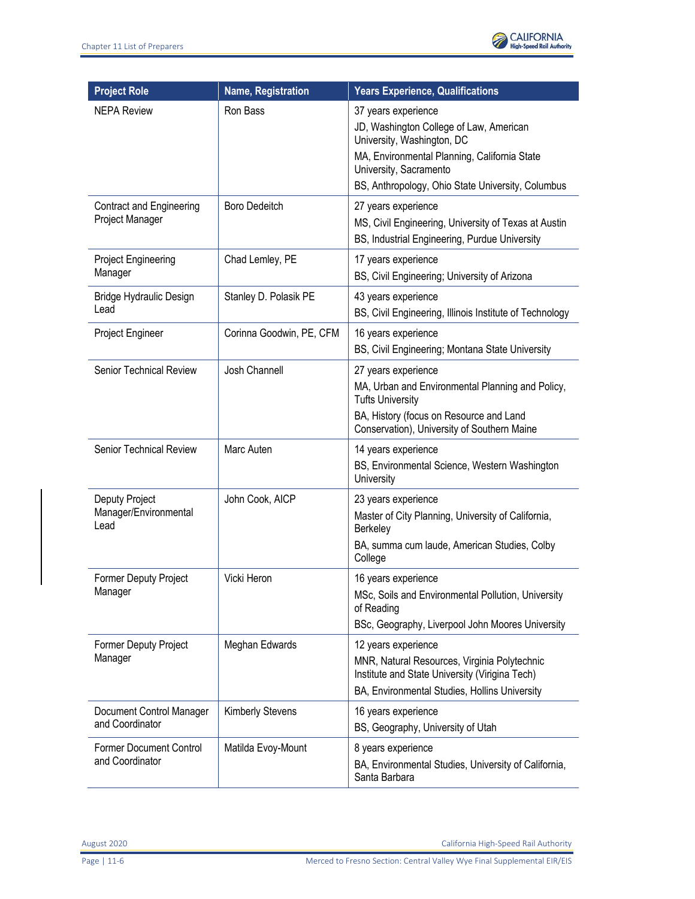| Project Role | Name, Registration | Years Experience, Qualifications |
|---|---|---|
| NEPA Review | Ron Bass | 37 years experience<br>JD, Washington College of Law, American University, Washington, DC<br>MA, Environmental Planning, California State University, Sacramento<br>BS, Anthropology, Ohio State University, Columbus |
| Contract and Engineering Project Manager | Boro Dedeitch | 27 years experience<br>MS, Civil Engineering, University of Texas at Austin<br>BS, Industrial Engineering, Purdue University |
| Project Engineering Manager | Chad Lemley, PE | 17 years experience<br>BS, Civil Engineering; University of Arizona |
| Bridge Hydraulic Design Lead | Stanley D. Polasik PE | 43 years experience<br>BS, Civil Engineering, Illinois Institute of Technology |
| Project Engineer | Corinna Goodwin, PE, CFM | 16 years experience<br>BS, Civil Engineering; Montana State University |
| Senior Technical Review | Josh Channell | 27 years experience<br>MA, Urban and Environmental Planning and Policy, Tufts University<br>BA, History (focus on Resource and Land Conservation), University of Southern Maine |
| Senior Technical Review | Marc Auten | 14 years experience<br>BS, Environmental Science, Western Washington University |
| Deputy Project Manager/Environmental Lead | John Cook, AICP | 23 years experience<br>Master of City Planning, University of California, Berkeley<br>BA, summa cum laude, American Studies, Colby College |
| Former Deputy Project Manager | Vicki Heron | 16 years experience<br>MSc, Soils and Environmental Pollution, University of Reading<br>BSc, Geography, Liverpool John Moores University |
| Former Deputy Project Manager | Meghan Edwards | 12 years experience<br>MNR, Natural Resources, Virginia Polytechnic Institute and State University (Virigina Tech)<br>BA, Environmental Studies, Hollins University |
| Document Control Manager and Coordinator | Kimberly Stevens | 16 years experience<br>BS, Geography, University of Utah |
| Former Document Control and Coordinator | Matilda Evoy-Mount | 8 years experience<br>BA, Environmental Studies, University of California, Santa Barbara |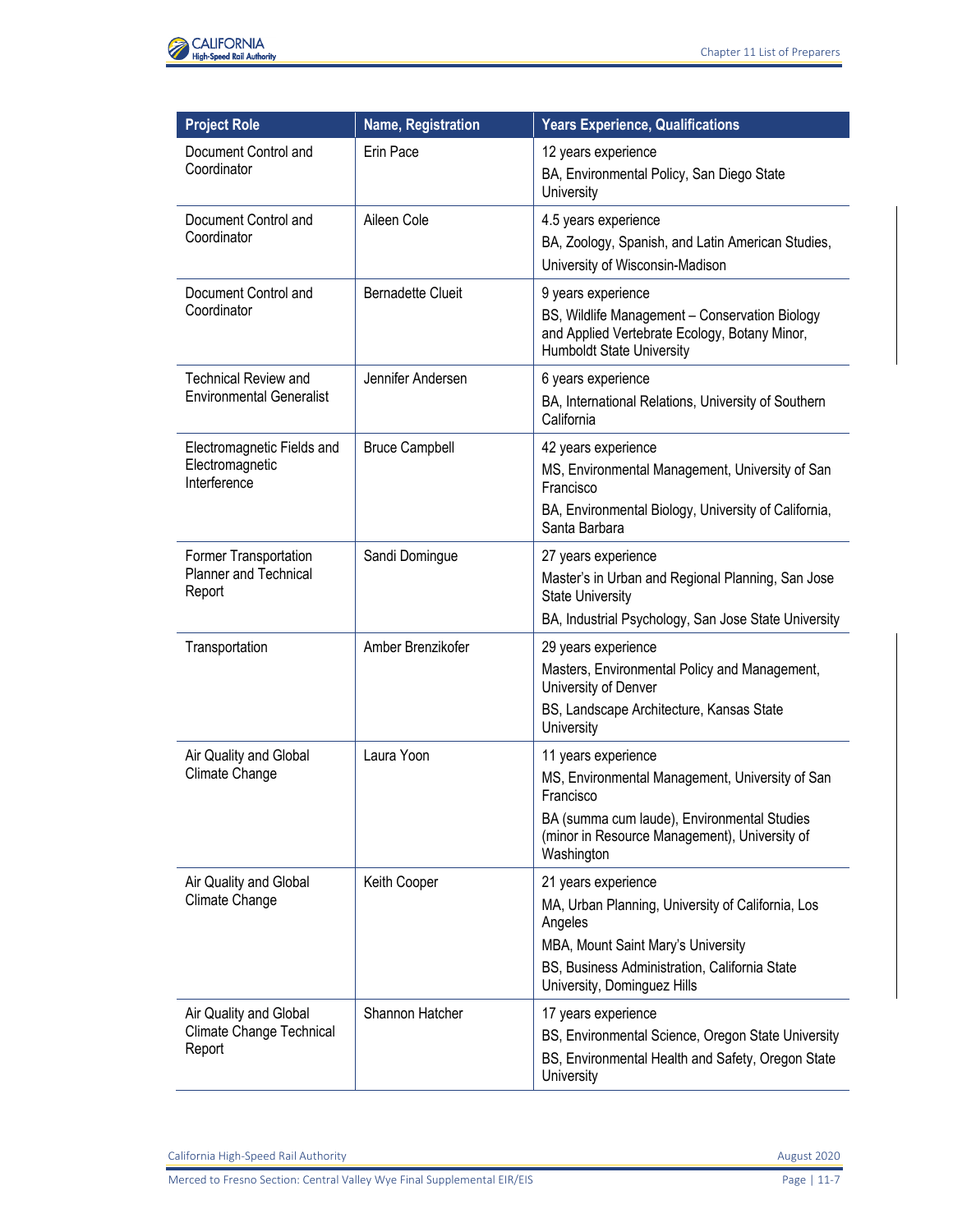| Project Role | Name, Registration | Years Experience, Qualifications |
|---|---|---|
| Document Control and Coordinator | Erin Pace | 12 years experience<br>BA, Environmental Policy, San Diego State University |
| Document Control and Coordinator | Aileen Cole | 4.5 years experience<br>BA, Zoology, Spanish, and Latin American Studies, University of Wisconsin-Madison |
| Document Control and Coordinator | Bernadette Clueit | 9 years experience<br>BS, Wildlife Management – Conservation Biology and Applied Vertebrate Ecology, Botany Minor, Humboldt State University |
| Technical Review and Environmental Generalist | Jennifer Andersen | 6 years experience<br>BA, International Relations, University of Southern California |
| Electromagnetic Fields and Electromagnetic Interference | Bruce Campbell | 42 years experience<br>MS, Environmental Management, University of San Francisco<br>BA, Environmental Biology, University of California, Santa Barbara |
| Former Transportation Planner and Technical Report | Sandi Domingue | 27 years experience<br>Master's in Urban and Regional Planning, San Jose State University<br>BA, Industrial Psychology, San Jose State University |
| Transportation | Amber Brenzikofer | 29 years experience<br>Masters, Environmental Policy and Management, University of Denver<br>BS, Landscape Architecture, Kansas State University |
| Air Quality and Global Climate Change | Laura Yoon | 11 years experience<br>MS, Environmental Management, University of San Francisco<br>BA (summa cum laude), Environmental Studies (minor in Resource Management), University of Washington |
| Air Quality and Global Climate Change | Keith Cooper | 21 years experience<br>MA, Urban Planning, University of California, Los Angeles<br>MBA, Mount Saint Mary's University<br>BS, Business Administration, California State University, Dominguez Hills |
| Air Quality and Global Climate Change Technical Report | Shannon Hatcher | 17 years experience<br>BS, Environmental Science, Oregon State University<br>BS, Environmental Health and Safety, Oregon State University |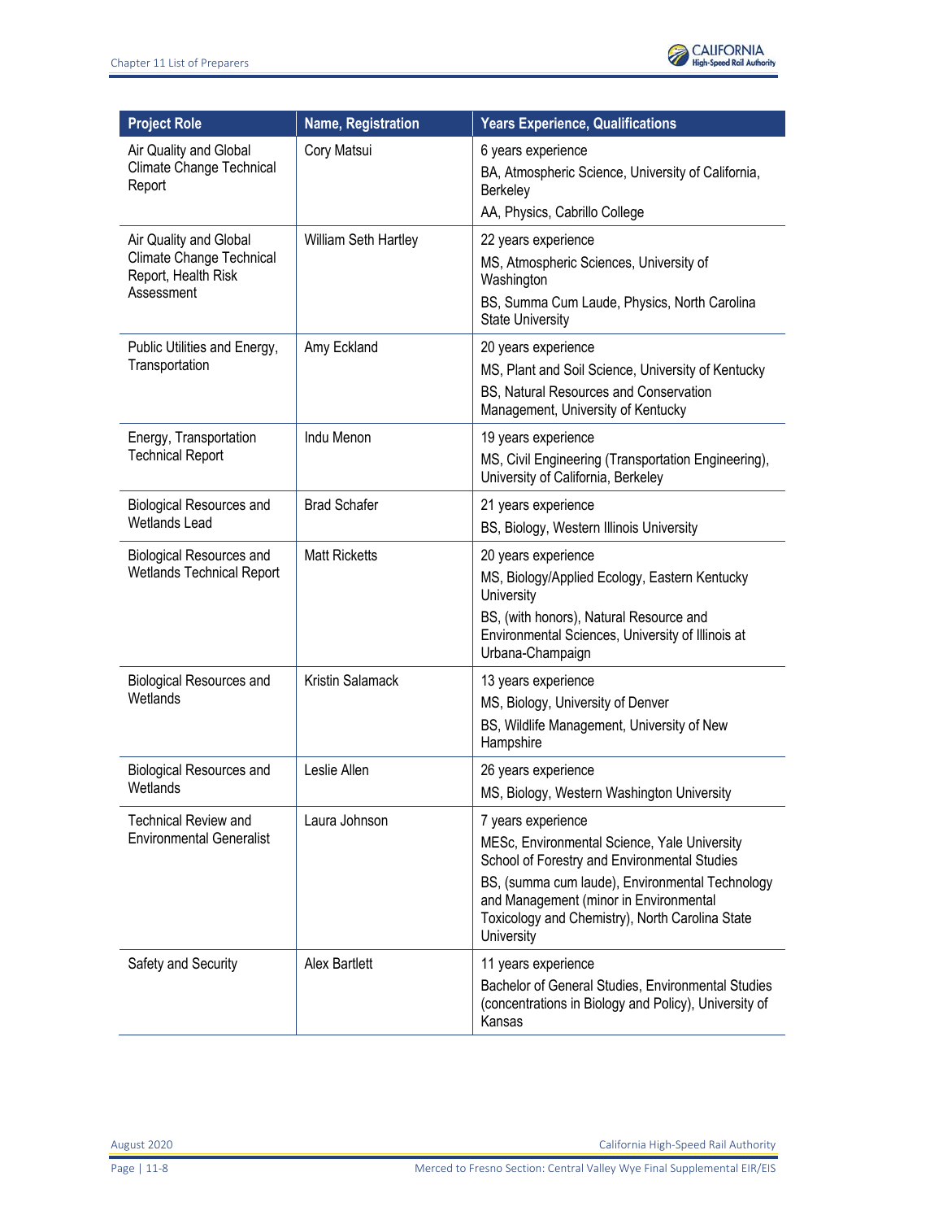| Project Role | Name, Registration | Years Experience, Qualifications |
|---|---|---|
| Air Quality and Global Climate Change Technical Report | Cory Matsui | 6 years experience<br>BA, Atmospheric Science, University of California, Berkeley<br>AA, Physics, Cabrillo College |
| Air Quality and Global Climate Change Technical Report, Health Risk Assessment | William Seth Hartley | 22 years experience<br>MS, Atmospheric Sciences, University of Washington<br>BS, Summa Cum Laude, Physics, North Carolina State University |
| Public Utilities and Energy, Transportation | Amy Eckland | 20 years experience<br>MS, Plant and Soil Science, University of Kentucky<br>BS, Natural Resources and Conservation Management, University of Kentucky |
| Energy, Transportation Technical Report | Indu Menon | 19 years experience<br>MS, Civil Engineering (Transportation Engineering), University of California, Berkeley |
| Biological Resources and Wetlands Lead | Brad Schafer | 21 years experience<br>BS, Biology, Western Illinois University |
| Biological Resources and Wetlands Technical Report | Matt Ricketts | 20 years experience<br>MS, Biology/Applied Ecology, Eastern Kentucky University<br>BS, (with honors), Natural Resource and Environmental Sciences, University of Illinois at Urbana-Champaign |
| Biological Resources and Wetlands | Kristin Salamack | 13 years experience<br>MS, Biology, University of Denver<br>BS, Wildlife Management, University of New Hampshire |
| Biological Resources and Wetlands | Leslie Allen | 26 years experience<br>MS, Biology, Western Washington University |
| Technical Review and Environmental Generalist | Laura Johnson | 7 years experience<br>MESc, Environmental Science, Yale University School of Forestry and Environmental Studies<br>BS, (summa cum laude), Environmental Technology and Management (minor in Environmental Toxicology and Chemistry), North Carolina State University |
| Safety and Security | Alex Bartlett | 11 years experience<br>Bachelor of General Studies, Environmental Studies (concentrations in Biology and Policy), University of Kansas |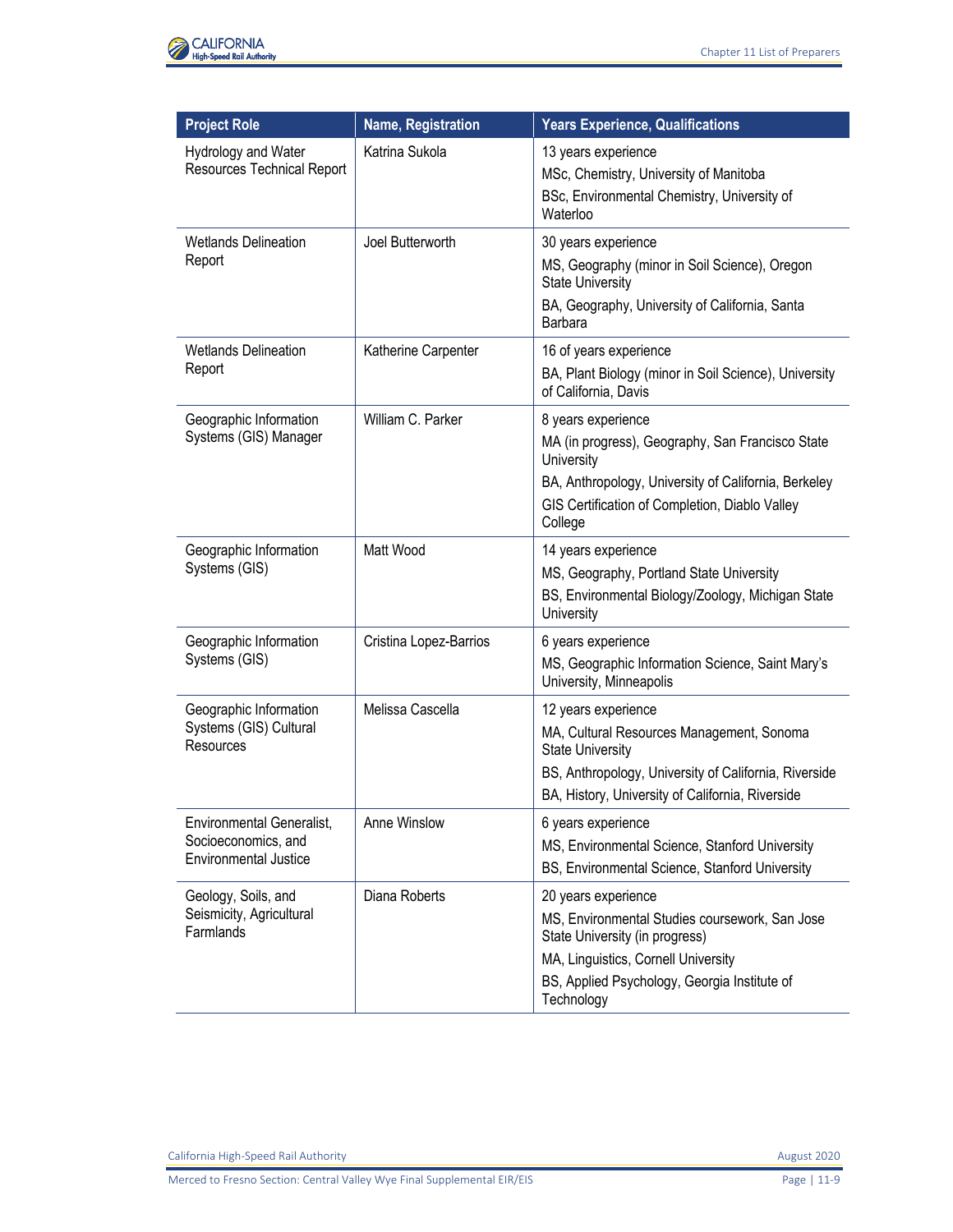| Project Role | Name, Registration | Years Experience, Qualifications |
|---|---|---|
| Hydrology and Water Resources Technical Report | Katrina Sukola | 13 years experience<br>MSc, Chemistry, University of Manitoba<br>BSc, Environmental Chemistry, University of Waterloo |
| Wetlands Delineation Report | Joel Butterworth | 30 years experience<br>MS, Geography (minor in Soil Science), Oregon State University<br>BA, Geography, University of California, Santa Barbara |
| Wetlands Delineation Report | Katherine Carpenter | 16 of years experience<br>BA, Plant Biology (minor in Soil Science), University of California, Davis |
| Geographic Information Systems (GIS) Manager | William C. Parker | 8 years experience<br>MA (in progress), Geography, San Francisco State University<br>BA, Anthropology, University of California, Berkeley<br>GIS Certification of Completion, Diablo Valley College |
| Geographic Information Systems (GIS) | Matt Wood | 14 years experience<br>MS, Geography, Portland State University<br>BS, Environmental Biology/Zoology, Michigan State University |
| Geographic Information Systems (GIS) | Cristina Lopez-Barrios | 6 years experience<br>MS, Geographic Information Science, Saint Mary's University, Minneapolis |
| Geographic Information Systems (GIS) Cultural Resources | Melissa Cascella | 12 years experience<br>MA, Cultural Resources Management, Sonoma State University<br>BS, Anthropology, University of California, Riverside<br>BA, History, University of California, Riverside |
| Environmental Generalist, Socioeconomics, and Environmental Justice | Anne Winslow | 6 years experience<br>MS, Environmental Science, Stanford University<br>BS, Environmental Science, Stanford University |
| Geology, Soils, and Seismicity, Agricultural Farmlands | Diana Roberts | 20 years experience<br>MS, Environmental Studies coursework, San Jose State University (in progress)<br>MA, Linguistics, Cornell University<br>BS, Applied Psychology, Georgia Institute of Technology |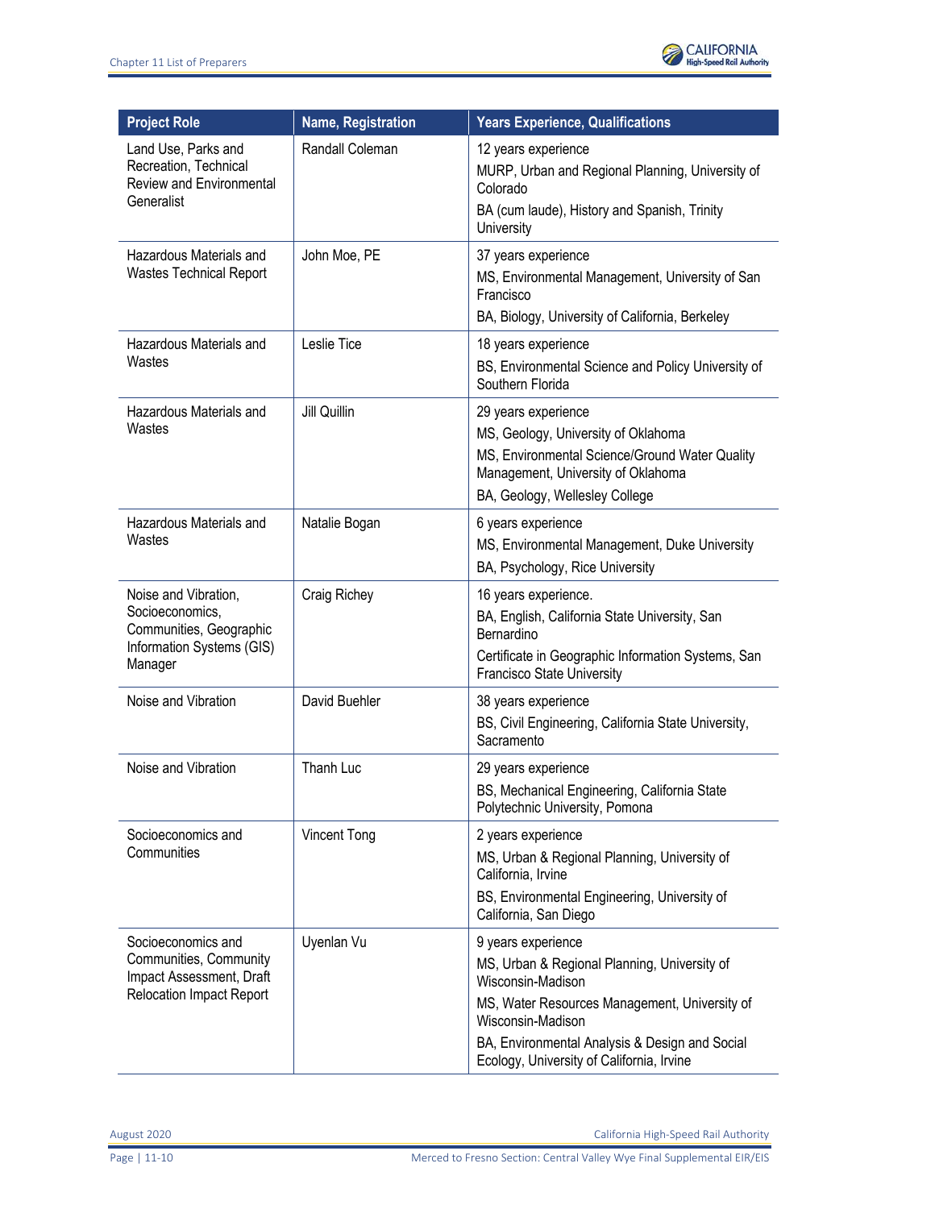| Project Role | Name, Registration | Years Experience, Qualifications |
|---|---|---|
| Land Use, Parks and Recreation, Technical Review and Environmental Generalist | Randall Coleman | 12 years experience<br>MURP, Urban and Regional Planning, University of Colorado<br>BA (cum laude), History and Spanish, Trinity University |
| Hazardous Materials and Wastes Technical Report | John Moe, PE | 37 years experience<br>MS, Environmental Management, University of San Francisco<br>BA, Biology, University of California, Berkeley |
| Hazardous Materials and Wastes | Leslie Tice | 18 years experience<br>BS, Environmental Science and Policy University of Southern Florida |
| Hazardous Materials and Wastes | Jill Quillin | 29 years experience<br>MS, Geology, University of Oklahoma<br>MS, Environmental Science/Ground Water Quality Management, University of Oklahoma<br>BA, Geology, Wellesley College |
| Hazardous Materials and Wastes | Natalie Bogan | 6 years experience<br>MS, Environmental Management, Duke University<br>BA, Psychology, Rice University |
| Noise and Vibration, Socioeconomics, Communities, Geographic Information Systems (GIS) Manager | Craig Richey | 16 years experience.<br>BA, English, California State University, San Bernardino<br>Certificate in Geographic Information Systems, San Francisco State University |
| Noise and Vibration | David Buehler | 38 years experience<br>BS, Civil Engineering, California State University, Sacramento |
| Noise and Vibration | Thanh Luc | 29 years experience<br>BS, Mechanical Engineering, California State Polytechnic University, Pomona |
| Socioeconomics and Communities | Vincent Tong | 2 years experience<br>MS, Urban & Regional Planning, University of California, Irvine<br>BS, Environmental Engineering, University of California, San Diego |
| Socioeconomics and Communities, Community Impact Assessment, Draft Relocation Impact Report | Uyenlan Vu | 9 years experience<br>MS, Urban & Regional Planning, University of Wisconsin-Madison<br>MS, Water Resources Management, University of Wisconsin-Madison<br>BA, Environmental Analysis & Design and Social Ecology, University of California, Irvine |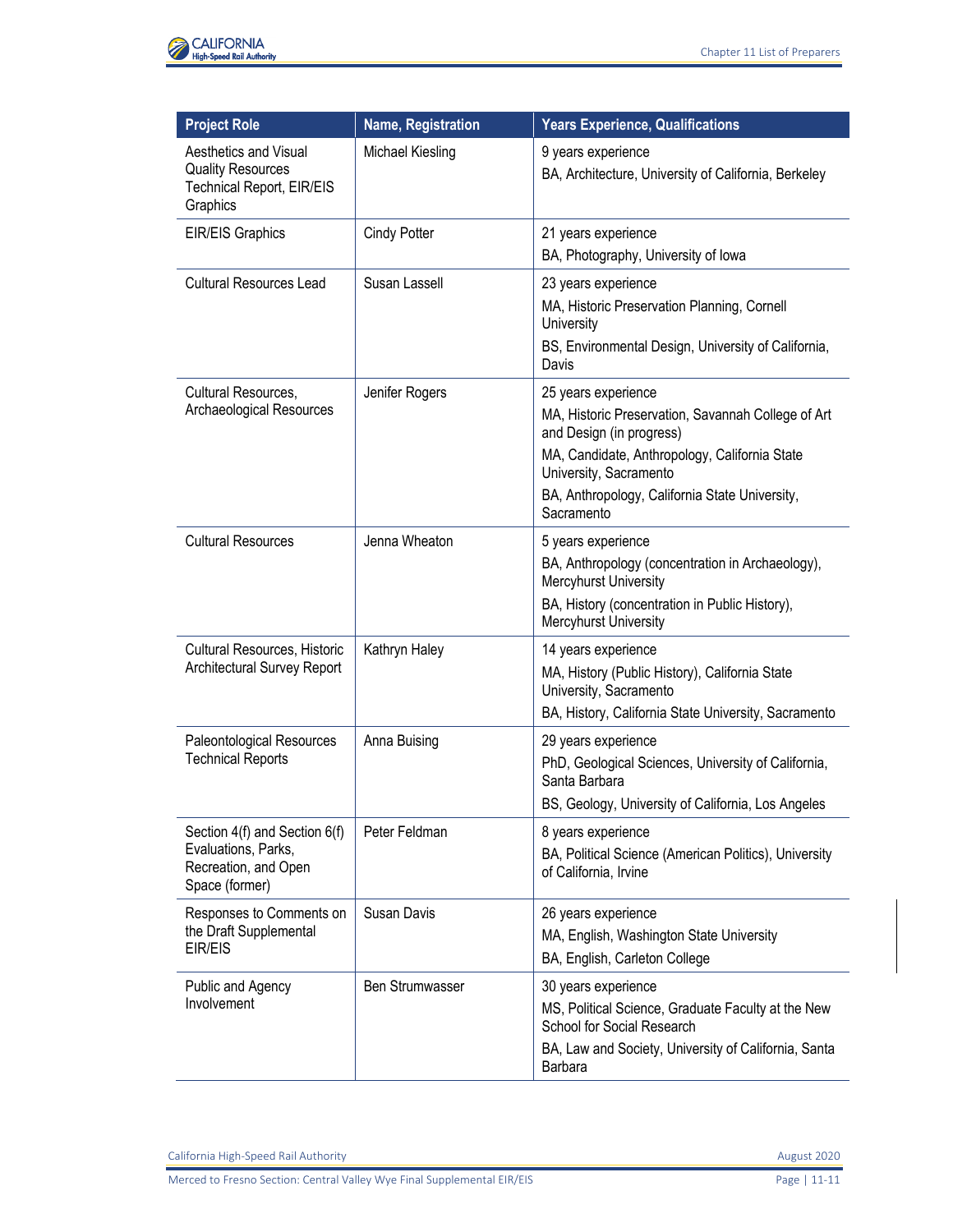| Project Role | Name, Registration | Years Experience, Qualifications |
|---|---|---|
| Aesthetics and Visual Quality Resources Technical Report, EIR/EIS Graphics | Michael Kiesling | 9 years experience<br>BA, Architecture, University of California, Berkeley |
| EIR/EIS Graphics | Cindy Potter | 21 years experience<br>BA, Photography, University of Iowa |
| Cultural Resources Lead | Susan Lassell | 23 years experience<br>MA, Historic Preservation Planning, Cornell University<br>BS, Environmental Design, University of California, Davis |
| Cultural Resources, Archaeological Resources | Jenifer Rogers | 25 years experience<br>MA, Historic Preservation, Savannah College of Art and Design (in progress)<br>MA, Candidate, Anthropology, California State University, Sacramento<br>BA, Anthropology, California State University, Sacramento |
| Cultural Resources | Jenna Wheaton | 5 years experience<br>BA, Anthropology (concentration in Archaeology), Mercyhurst University<br>BA, History (concentration in Public History), Mercyhurst University |
| Cultural Resources, Historic Architectural Survey Report | Kathryn Haley | 14 years experience<br>MA, History (Public History), California State University, Sacramento<br>BA, History, California State University, Sacramento |
| Paleontological Resources Technical Reports | Anna Buising | 29 years experience<br>PhD, Geological Sciences, University of California, Santa Barbara<br>BS, Geology, University of California, Los Angeles |
| Section 4(f) and Section 6(f) Evaluations, Parks, Recreation, and Open Space (former) | Peter Feldman | 8 years experience<br>BA, Political Science (American Politics), University of California, Irvine |
| Responses to Comments on the Draft Supplemental EIR/EIS | Susan Davis | 26 years experience<br>MA, English, Washington State University<br>BA, English, Carleton College |
| Public and Agency Involvement | Ben Strumwasser | 30 years experience<br>MS, Political Science, Graduate Faculty at the New School for Social Research<br>BA, Law and Society, University of California, Santa Barbara |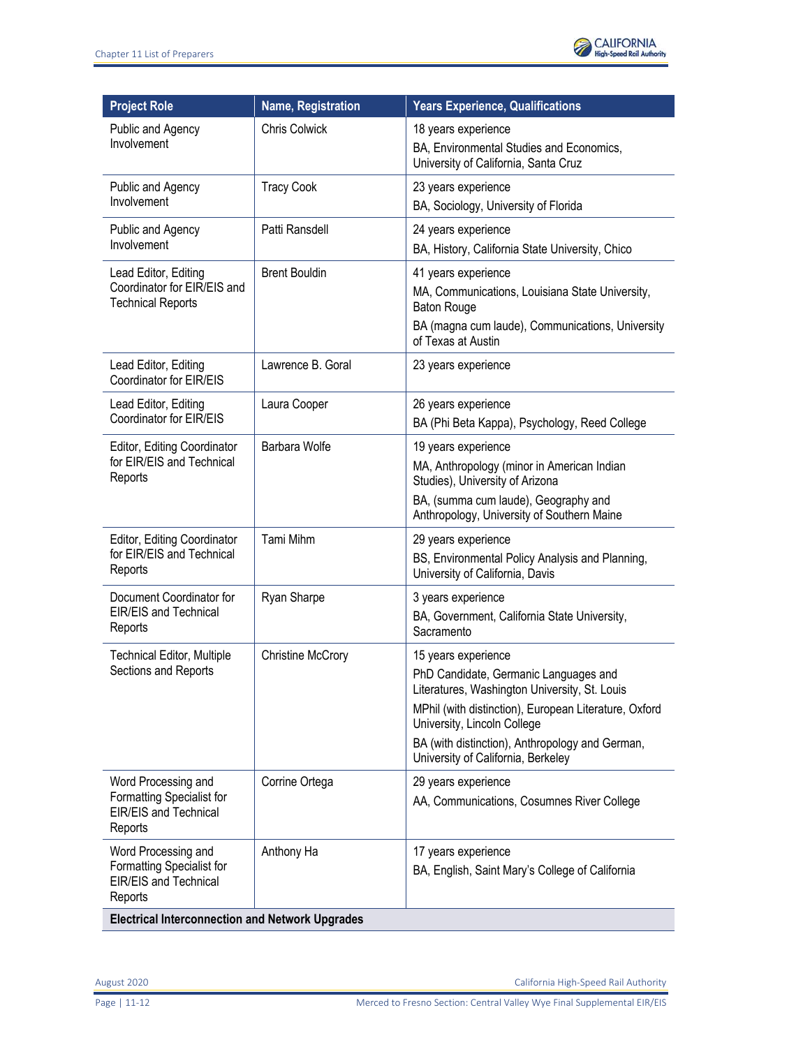| Project Role | Name, Registration | Years Experience, Qualifications |
| --- | --- | --- |
| Public and Agency Involvement | Chris Colwick | 18 years experience<br>BA, Environmental Studies and Economics, University of California, Santa Cruz |
| Public and Agency Involvement | Tracy Cook | 23 years experience<br>BA, Sociology, University of Florida |
| Public and Agency Involvement | Patti Ransdell | 24 years experience<br>BA, History, California State University, Chico |
| Lead Editor, Editing Coordinator for EIR/EIS and Technical Reports | Brent Bouldin | 41 years experience<br>MA, Communications, Louisiana State University, Baton Rouge<br>BA (magna cum laude), Communications, University of Texas at Austin |
| Lead Editor, Editing Coordinator for EIR/EIS | Lawrence B. Goral | 23 years experience |
| Lead Editor, Editing Coordinator for EIR/EIS | Laura Cooper | 26 years experience<br>BA (Phi Beta Kappa), Psychology, Reed College |
| Editor, Editing Coordinator for EIR/EIS and Technical Reports | Barbara Wolfe | 19 years experience<br>MA, Anthropology (minor in American Indian Studies), University of Arizona<br>BA, (summa cum laude), Geography and Anthropology, University of Southern Maine |
| Editor, Editing Coordinator for EIR/EIS and Technical Reports | Tami Mihm | 29 years experience<br>BS, Environmental Policy Analysis and Planning, University of California, Davis |
| Document Coordinator for EIR/EIS and Technical Reports | Ryan Sharpe | 3 years experience<br>BA, Government, California State University, Sacramento |
| Technical Editor, Multiple Sections and Reports | Christine McCrory | 15 years experience<br>PhD Candidate, Germanic Languages and Literatures, Washington University, St. Louis<br>MPhil (with distinction), European Literature, Oxford University, Lincoln College<br>BA (with distinction), Anthropology and German, University of California, Berkeley |
| Word Processing and Formatting Specialist for EIR/EIS and Technical Reports | Corrine Ortega | 29 years experience<br>AA, Communications, Cosumnes River College |
| Word Processing and Formatting Specialist for EIR/EIS and Technical Reports | Anthony Ha | 17 years experience<br>BA, English, Saint Mary's College of California |
| **Electrical Interconnection and Network Upgrades** | | |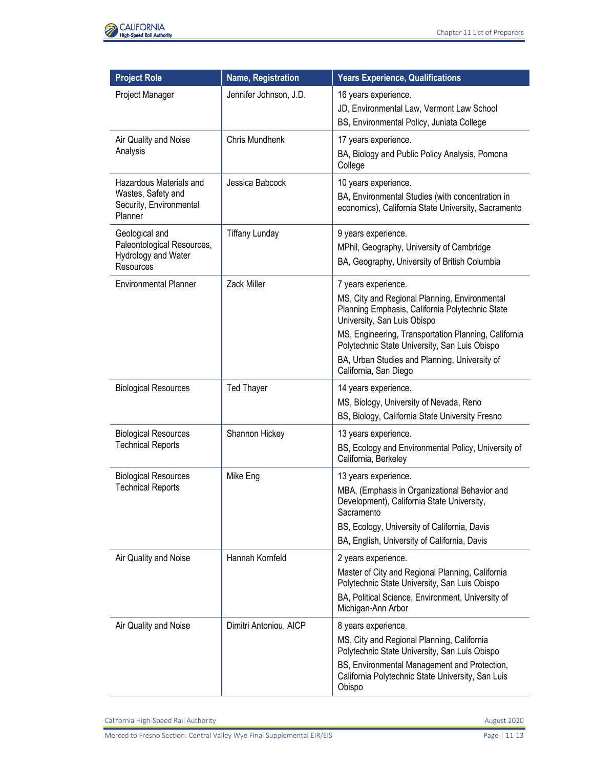| Project Role | Name, Registration | Years Experience, Qualifications |
| --- | --- | --- |
| Project Manager | Jennifer Johnson, J.D. | 16 years experience.<br>JD, Environmental Law, Vermont Law School<br>BS, Environmental Policy, Juniata College |
| Air Quality and Noise Analysis | Chris Mundhenk | 17 years experience.<br>BA, Biology and Public Policy Analysis, Pomona College |
| Hazardous Materials and Wastes, Safety and Security, Environmental Planner | Jessica Babcock | 10 years experience.<br>BA, Environmental Studies (with concentration in economics), California State University, Sacramento |
| Geological and Paleontological Resources, Hydrology and Water Resources | Tiffany Lunday | 9 years experience.<br>MPhil, Geography, University of Cambridge<br>BA, Geography, University of British Columbia |
| Environmental Planner | Zack Miller | 7 years experience.<br>MS, City and Regional Planning, Environmental Planning Emphasis, California Polytechnic State University, San Luis Obispo<br>MS, Engineering, Transportation Planning, California Polytechnic State University, San Luis Obispo<br>BA, Urban Studies and Planning, University of California, San Diego |
| Biological Resources | Ted Thayer | 14 years experience.<br>MS, Biology, University of Nevada, Reno<br>BS, Biology, California State University Fresno |
| Biological Resources Technical Reports | Shannon Hickey | 13 years experience.<br>BS, Ecology and Environmental Policy, University of California, Berkeley |
| Biological Resources Technical Reports | Mike Eng | 13 years experience.<br>MBA, (Emphasis in Organizational Behavior and Development), California State University, Sacramento<br>BS, Ecology, University of California, Davis<br>BA, English, University of California, Davis |
| Air Quality and Noise | Hannah Kornfeld | 2 years experience.<br>Master of City and Regional Planning, California Polytechnic State University, San Luis Obispo<br>BA, Political Science, Environment, University of Michigan-Ann Arbor |
| Air Quality and Noise | Dimitri Antoniou, AICP | 8 years experience.<br>MS, City and Regional Planning, California Polytechnic State University, San Luis Obispo<br>BS, Environmental Management and Protection, California Polytechnic State University, San Luis Obispo |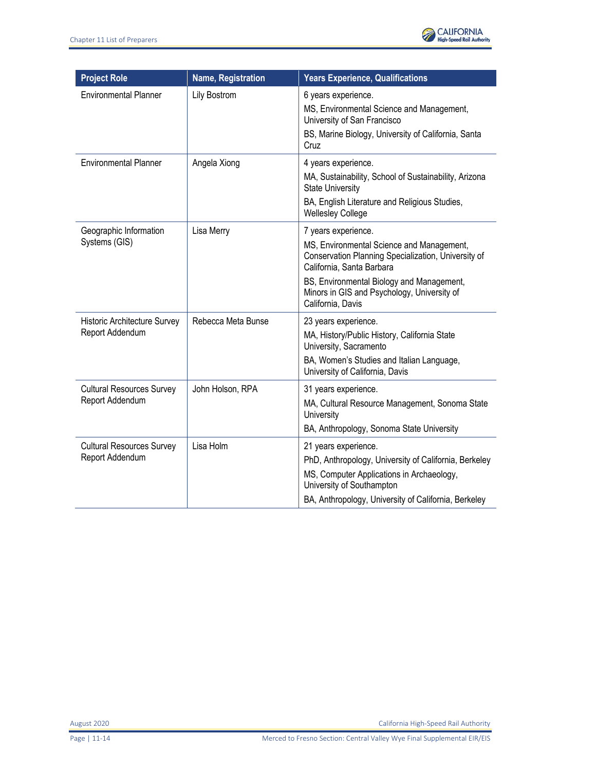| Project Role | Name, Registration | Years Experience, Qualifications |
|---|---|---|
| Environmental Planner | Lily Bostrom | 6 years experience.<br>MS, Environmental Science and Management, University of San Francisco<br>BS, Marine Biology, University of California, Santa Cruz |
| Environmental Planner | Angela Xiong | 4 years experience.<br>MA, Sustainability, School of Sustainability, Arizona State University<br>BA, English Literature and Religious Studies, Wellesley College |
| Geographic Information Systems (GIS) | Lisa Merry | 7 years experience.<br>MS, Environmental Science and Management, Conservation Planning Specialization, University of California, Santa Barbara<br>BS, Environmental Biology and Management, Minors in GIS and Psychology, University of California, Davis |
| Historic Architecture Survey Report Addendum | Rebecca Meta Bunse | 23 years experience.<br>MA, History/Public History, California State University, Sacramento<br>BA, Women's Studies and Italian Language, University of California, Davis |
| Cultural Resources Survey Report Addendum | John Holson, RPA | 31 years experience.<br>MA, Cultural Resource Management, Sonoma State University<br>BA, Anthropology, Sonoma State University |
| Cultural Resources Survey Report Addendum | Lisa Holm | 21 years experience.<br>PhD, Anthropology, University of California, Berkeley<br>MS, Computer Applications in Archaeology, University of Southampton<br>BA, Anthropology, University of California, Berkeley |